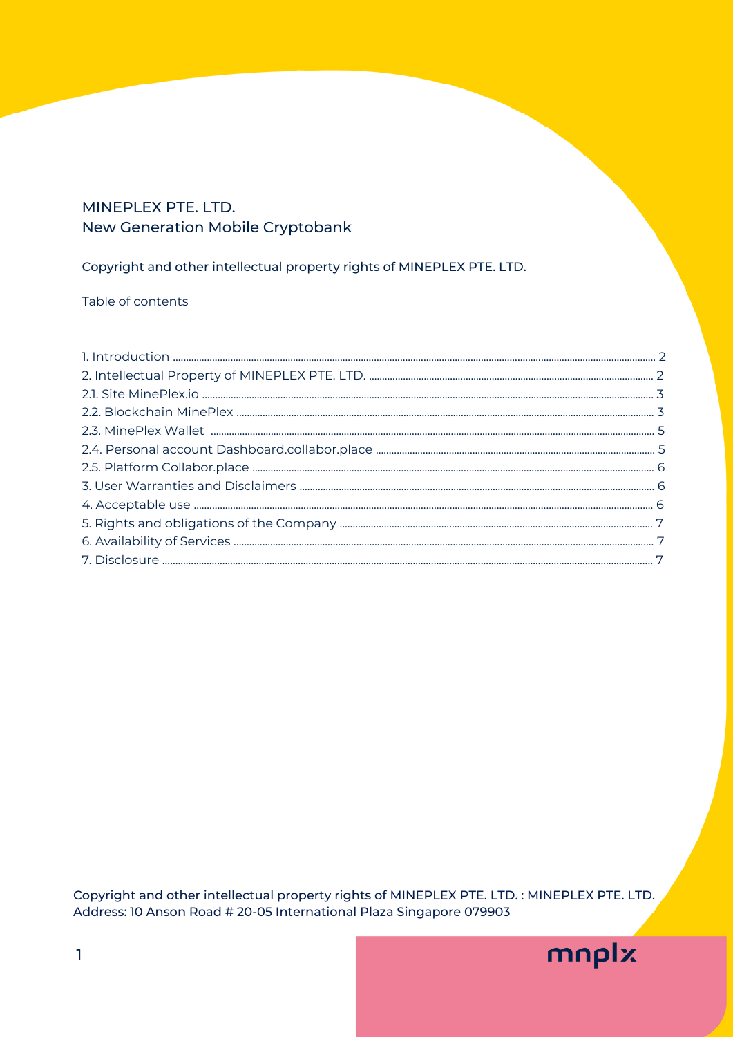MINEPLEX PTE. LTD.
New Generation Mobile Cryptobank

Copyright and other intellectual property rights of MINEPLEX PTE. LTD.

Table of contents

1. Introduction ..... 2
2. Intellectual Property of MINEPLEX PTE. LTD. ..... 2
2.1. Site MinePlex.io ..... 3
2.2. Blockchain MinePlex ..... 3
2.3. MinePlex Wallet ..... 5
2.4. Personal account Dashboard.collabor.place ..... 5
2.5. Platform Collabor.place ..... 6
3. User Warranties and Disclaimers ..... 6
4. Acceptable use ..... 6
5. Rights and obligations of the Company ..... 7
6. Availability of Services ..... 7
7. Disclosure ..... 7

Copyright and other intellectual property rights of MINEPLEX PTE. LTD. : MINEPLEX PTE. LTD.
Address: 10 Anson Road # 20-05 International Plaza Singapore 079903

mnplx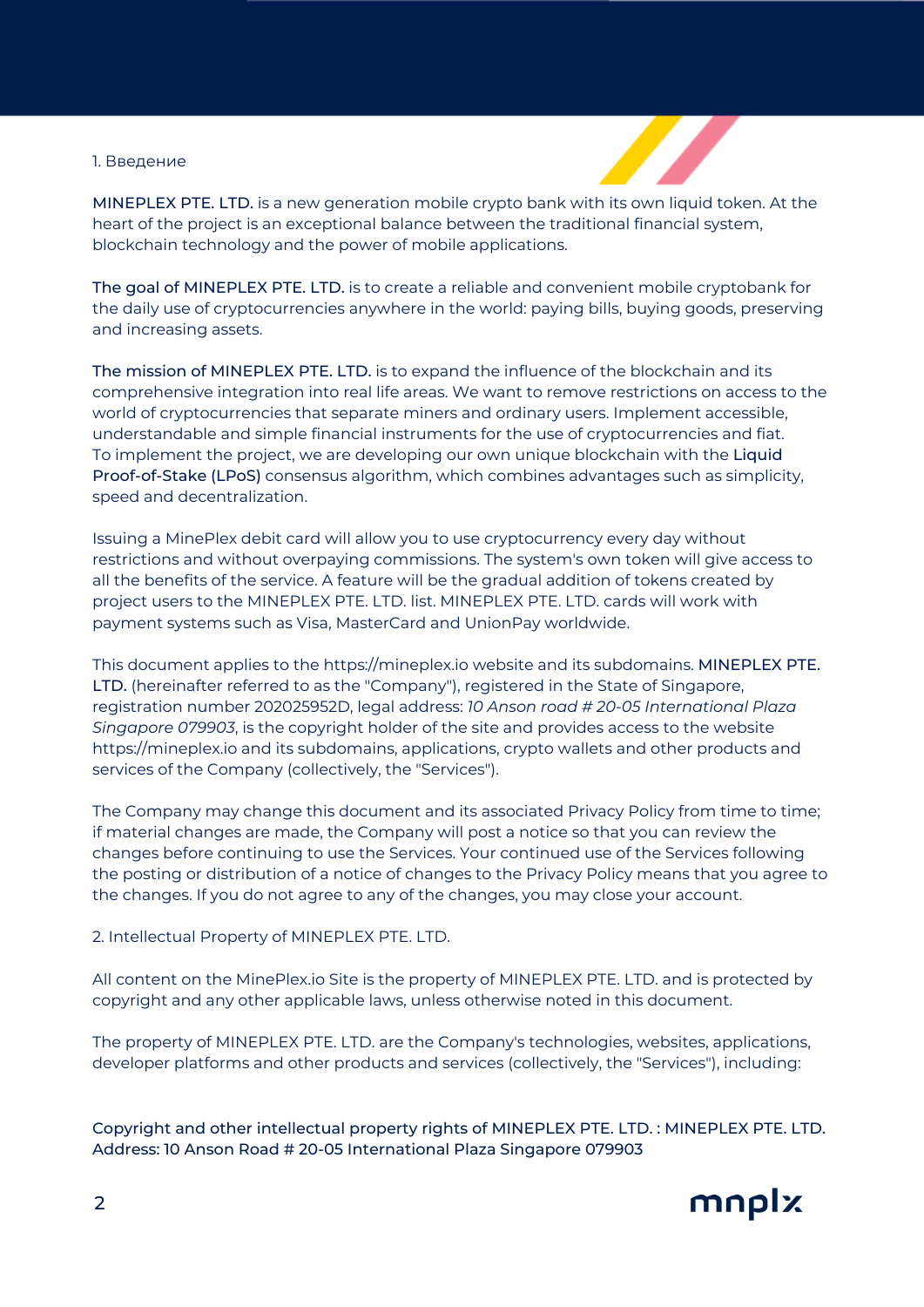## 1. Введение

**MINEPLEX PTE. LTD.** is a new generation mobile crypto bank with its own liquid token. At the heart of the project is an exceptional balance between the traditional financial system, blockchain technology and the power of mobile applications.

**The goal of MINEPLEX PTE. LTD.** is to create a reliable and convenient mobile cryptobank for the daily use of cryptocurrencies anywhere in the world: paying bills, buying goods, preserving and increasing assets.

**The mission of MINEPLEX PTE. LTD.** is to expand the influence of the blockchain and its comprehensive integration into real life areas. We want to remove restrictions on access to the world of cryptocurrencies that separate miners and ordinary users. Implement accessible, understandable and simple financial instruments for the use of cryptocurrencies and fiat. To implement the project, we are developing our own unique blockchain with the **Liquid Proof-of-Stake (LPoS)** consensus algorithm, which combines advantages such as simplicity, speed and decentralization.

Issuing a MinePlex debit card will allow you to use cryptocurrency every day without restrictions and without overpaying commissions. The system's own token will give access to all the benefits of the service. A feature will be the gradual addition of tokens created by project users to the MINEPLEX PTE. LTD. list. MINEPLEX PTE. LTD. cards will work with payment systems such as Visa, MasterCard and UnionPay worldwide.

This document applies to the https://mineplex.io website and its subdomains. **MINEPLEX PTE. LTD.** (hereinafter referred to as the "Company"), registered in the State of Singapore, registration number 202025952D, legal address: *10 Anson road # 20-05 International Plaza Singapore 079903*, is the copyright holder of the site and provides access to the website https://mineplex.io and its subdomains, applications, crypto wallets and other products and services of the Company (collectively, the "Services").

The Company may change this document and its associated Privacy Policy from time to time; if material changes are made, the Company will post a notice so that you can review the changes before continuing to use the Services. Your continued use of the Services following the posting or distribution of a notice of changes to the Privacy Policy means that you agree to the changes. If you do not agree to any of the changes, you may close your account.

## 2. Intellectual Property of MINEPLEX PTE. LTD.

All content on the MinePlex.io Site is the property of MINEPLEX PTE. LTD. and is protected by copyright and any other applicable laws, unless otherwise noted in this document.

The property of MINEPLEX PTE. LTD. are the Company's technologies, websites, applications, developer platforms and other products and services (collectively, the "Services"), including:

**Copyright and other intellectual property rights of MINEPLEX PTE. LTD. : MINEPLEX PTE. LTD. Address: 10 Anson Road # 20-05 International Plaza Singapore 079903**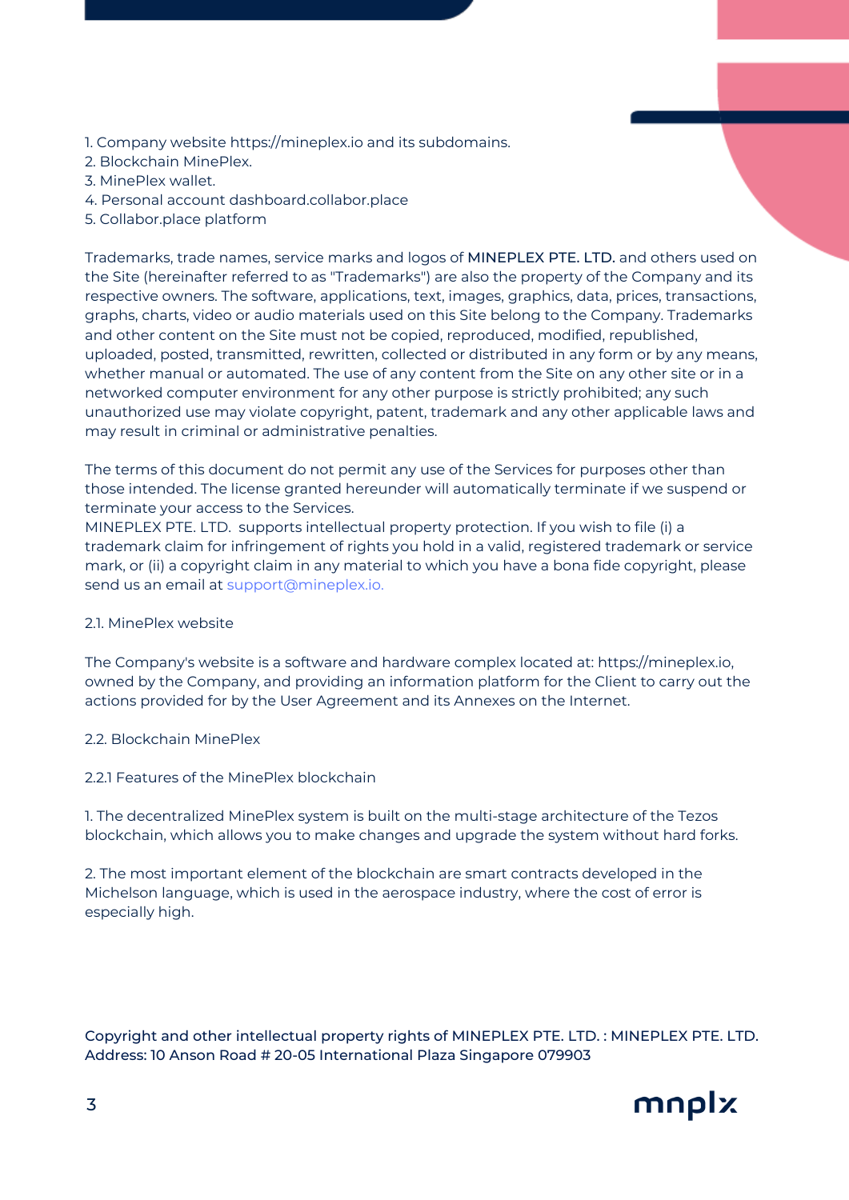1. Company website https://mineplex.io and its subdomains.
2. Blockchain MinePlex.
3. MinePlex wallet.
4. Personal account dashboard.collabor.place
5. Collabor.place platform

Trademarks, trade names, service marks and logos of MINEPLEX PTE. LTD. and others used on the Site (hereinafter referred to as "Trademarks") are also the property of the Company and its respective owners. The software, applications, text, images, graphics, data, prices, transactions, graphs, charts, video or audio materials used on this Site belong to the Company. Trademarks and other content on the Site must not be copied, reproduced, modified, republished, uploaded, posted, transmitted, rewritten, collected or distributed in any form or by any means, whether manual or automated. The use of any content from the Site on any other site or in a networked computer environment for any other purpose is strictly prohibited; any such unauthorized use may violate copyright, patent, trademark and any other applicable laws and may result in criminal or administrative penalties.

The terms of this document do not permit any use of the Services for purposes other than those intended. The license granted hereunder will automatically terminate if we suspend or terminate your access to the Services.
MINEPLEX PTE. LTD. supports intellectual property protection. If you wish to file (i) a trademark claim for infringement of rights you hold in a valid, registered trademark or service mark, or (ii) a copyright claim in any material to which you have a bona fide copyright, please send us an email at support@mineplex.io.

2.1. MinePlex website

The Company's website is a software and hardware complex located at: https://mineplex.io, owned by the Company, and providing an information platform for the Client to carry out the actions provided for by the User Agreement and its Annexes on the Internet.

2.2. Blockchain MinePlex

2.2.1 Features of the MinePlex blockchain

1. The decentralized MinePlex system is built on the multi-stage architecture of the Tezos blockchain, which allows you to make changes and upgrade the system without hard forks.

2. The most important element of the blockchain are smart contracts developed in the Michelson language, which is used in the aerospace industry, where the cost of error is especially high.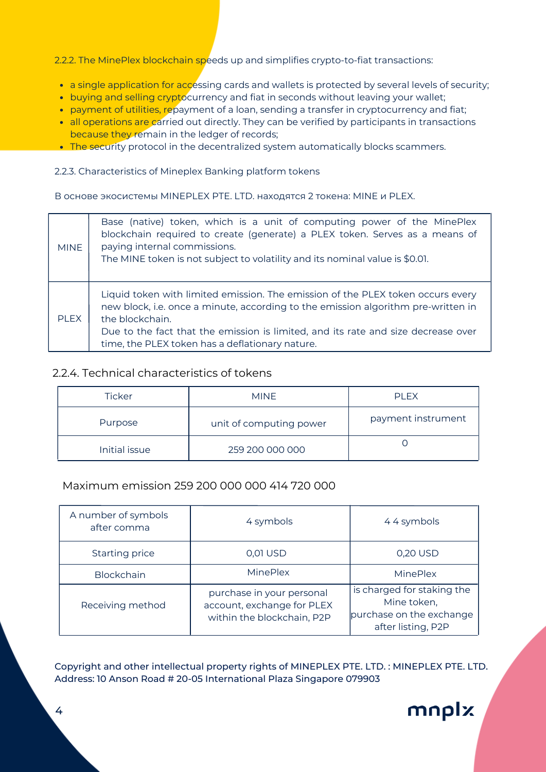2.2.2. The MinePlex blockchain speeds up and simplifies crypto-to-fiat transactions:

- a single application for accessing cards and wallets is protected by several levels of security;
- buying and selling cryptocurrency and fiat in seconds without leaving your wallet;
- payment of utilities, repayment of a loan, sending a transfer in cryptocurrency and fiat;
- all operations are carried out directly. They can be verified by participants in transactions because they remain in the ledger of records;
- The security protocol in the decentralized system automatically blocks scammers.

2.2.3. Characteristics of Mineplex Banking platform tokens

В основе экосистемы MINEPLEX PTE. LTD. находятся 2 токена: MINE и PLEX.

| | |
|---|---|
| MINE | Base (native) token, which is a unit of computing power of the MinePlex blockchain required to create (generate) a PLEX token. Serves as a means of paying internal commissions.<br>The MINE token is not subject to volatility and its nominal value is $0.01. |
| PLEX | Liquid token with limited emission. The emission of the PLEX token occurs every new block, i.e. once a minute, according to the emission algorithm pre-written in the blockchain.<br>Due to the fact that the emission is limited, and its rate and size decrease over time, the PLEX token has a deflationary nature. |

## 2.2.4. Technical characteristics of tokens

| Ticker | MINE | PLEX |
|---|---|---|
| Purpose | unit of computing power | payment instrument |
| Initial issue | 259 200 000 000 | 0 |

Maximum emission 259 200 000 000 414 720 000

| | | |
|---|---|---|
| A number of symbols after comma | 4 symbols | 4 4 symbols |
| Starting price | 0,01 USD | 0,20 USD |
| Blockchain | MinePlex | MinePlex |
| Receiving method | purchase in your personal account, exchange for PLEX within the blockchain, P2P | is charged for staking the Mine token, purchase on the exchange after listing, P2P |

Copyright and other intellectual property rights of MINEPLEX PTE. LTD. : MINEPLEX PTE. LTD.
Address: 10 Anson Road # 20-05 International Plaza Singapore 079903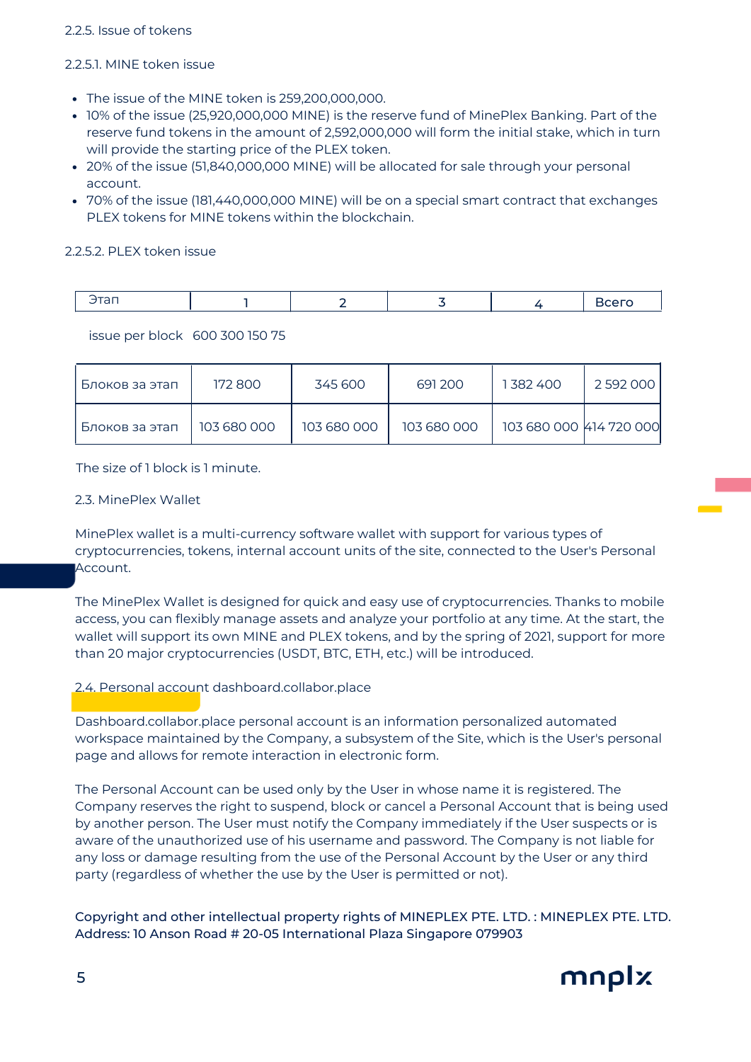2.2.5. Issue of tokens

2.2.5.1. MINE token issue

- The issue of the MINE token is 259,200,000,000.
- 10% of the issue (25,920,000,000 MINE) is the reserve fund of MinePlex Banking. Part of the reserve fund tokens in the amount of 2,592,000,000 will form the initial stake, which in turn will provide the starting price of the PLEX token.
- 20% of the issue (51,840,000,000 MINE) will be allocated for sale through your personal account.
- 70% of the issue (181,440,000,000 MINE) will be on a special smart contract that exchanges PLEX tokens for MINE tokens within the blockchain.

2.2.5.2. PLEX token issue

| Этап | 1 | 2 | 3 | 4 | Всего |
|---|---|---|---|---|---|

issue per block 600 300 150 75

| Блоков за этап | 172 800 | 345 600 | 691 200 | 1 382 400 | 2 592 000 |
|---|---|---|---|---|---|
| Блоков за этап | 103 680 000 | 103 680 000 | 103 680 000 | 103 680 000 | 414 720 000 |

The size of 1 block is 1 minute.

2.3. MinePlex Wallet

MinePlex wallet is a multi-currency software wallet with support for various types of cryptocurrencies, tokens, internal account units of the site, connected to the User's Personal Account.

The MinePlex Wallet is designed for quick and easy use of cryptocurrencies. Thanks to mobile access, you can flexibly manage assets and analyze your portfolio at any time. At the start, the wallet will support its own MINE and PLEX tokens, and by the spring of 2021, support for more than 20 major cryptocurrencies (USDT, BTC, ETH, etc.) will be introduced.

2.4. Personal account dashboard.collabor.place

Dashboard.collabor.place personal account is an information personalized automated workspace maintained by the Company, a subsystem of the Site, which is the User's personal page and allows for remote interaction in electronic form.

The Personal Account can be used only by the User in whose name it is registered. The Company reserves the right to suspend, block or cancel a Personal Account that is being used by another person. The User must notify the Company immediately if the User suspects or is aware of the unauthorized use of his username and password. The Company is not liable for any loss or damage resulting from the use of the Personal Account by the User or any third party (regardless of whether the use by the User is permitted or not).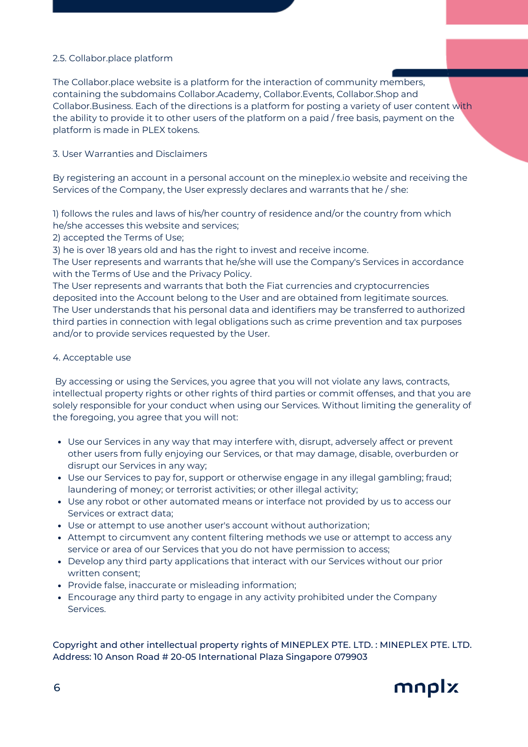2.5. Collabor.place platform

The Collabor.place website is a platform for the interaction of community members, containing the subdomains Collabor.Academy, Collabor.Events, Collabor.Shop and Collabor.Business. Each of the directions is a platform for posting a variety of user content with the ability to provide it to other users of the platform on a paid / free basis, payment on the platform is made in PLEX tokens.

3. User Warranties and Disclaimers

By registering an account in a personal account on the mineplex.io website and receiving the Services of the Company, the User expressly declares and warrants that he / she:

1) follows the rules and laws of his/her country of residence and/or the country from which he/she accesses this website and services;
2) accepted the Terms of Use;
3) he is over 18 years old and has the right to invest and receive income.
The User represents and warrants that he/she will use the Company's Services in accordance with the Terms of Use and the Privacy Policy.
The User represents and warrants that both the Fiat currencies and cryptocurrencies deposited into the Account belong to the User and are obtained from legitimate sources.
The User understands that his personal data and identifiers may be transferred to authorized third parties in connection with legal obligations such as crime prevention and tax purposes and/or to provide services requested by the User.

4. Acceptable use

By accessing or using the Services, you agree that you will not violate any laws, contracts, intellectual property rights or other rights of third parties or commit offenses, and that you are solely responsible for your conduct when using our Services. Without limiting the generality of the foregoing, you agree that you will not:

- Use our Services in any way that may interfere with, disrupt, adversely affect or prevent other users from fully enjoying our Services, or that may damage, disable, overburden or disrupt our Services in any way;
- Use our Services to pay for, support or otherwise engage in any illegal gambling; fraud; laundering of money; or terrorist activities; or other illegal activity;
- Use any robot or other automated means or interface not provided by us to access our Services or extract data;
- Use or attempt to use another user's account without authorization;
- Attempt to circumvent any content filtering methods we use or attempt to access any service or area of our Services that you do not have permission to access;
- Develop any third party applications that interact with our Services without our prior written consent;
- Provide false, inaccurate or misleading information;
- Encourage any third party to engage in any activity prohibited under the Company Services.

Copyright and other intellectual property rights of MINEPLEX PTE. LTD. : MINEPLEX PTE. LTD. Address: 10 Anson Road # 20-05 International Plaza Singapore 079903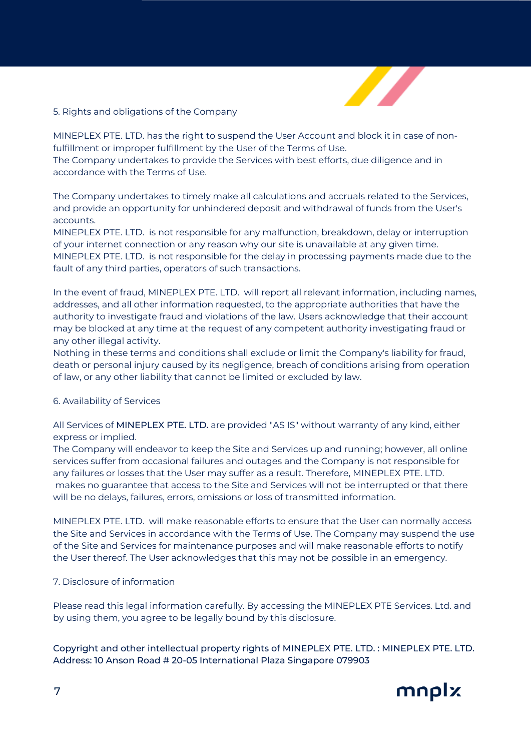## 5. Rights and obligations of the Company

MINEPLEX PTE. LTD. has the right to suspend the User Account and block it in case of non-fulfillment or improper fulfillment by the User of the Terms of Use.
The Company undertakes to provide the Services with best efforts, due diligence and in accordance with the Terms of Use.

The Company undertakes to timely make all calculations and accruals related to the Services, and provide an opportunity for unhindered deposit and withdrawal of funds from the User's accounts.
MINEPLEX PTE. LTD. is not responsible for any malfunction, breakdown, delay or interruption of your internet connection or any reason why our site is unavailable at any given time.
MINEPLEX PTE. LTD. is not responsible for the delay in processing payments made due to the fault of any third parties, operators of such transactions.

In the event of fraud, MINEPLEX PTE. LTD. will report all relevant information, including names, addresses, and all other information requested, to the appropriate authorities that have the authority to investigate fraud and violations of the law. Users acknowledge that their account may be blocked at any time at the request of any competent authority investigating fraud or any other illegal activity.
Nothing in these terms and conditions shall exclude or limit the Company's liability for fraud, death or personal injury caused by its negligence, breach of conditions arising from operation of law, or any other liability that cannot be limited or excluded by law.

## 6. Availability of Services

All Services of MINEPLEX PTE. LTD. are provided "AS IS" without warranty of any kind, either express or implied.
The Company will endeavor to keep the Site and Services up and running; however, all online services suffer from occasional failures and outages and the Company is not responsible for any failures or losses that the User may suffer as a result. Therefore, MINEPLEX PTE. LTD. makes no guarantee that access to the Site and Services will not be interrupted or that there will be no delays, failures, errors, omissions or loss of transmitted information.

MINEPLEX PTE. LTD. will make reasonable efforts to ensure that the User can normally access the Site and Services in accordance with the Terms of Use. The Company may suspend the use of the Site and Services for maintenance purposes and will make reasonable efforts to notify the User thereof. The User acknowledges that this may not be possible in an emergency.

## 7. Disclosure of information

Please read this legal information carefully. By accessing the MINEPLEX PTE Services. Ltd. and by using them, you agree to be legally bound by this disclosure.

Copyright and other intellectual property rights of MINEPLEX PTE. LTD. : MINEPLEX PTE. LTD.
Address: 10 Anson Road # 20-05 International Plaza Singapore 079903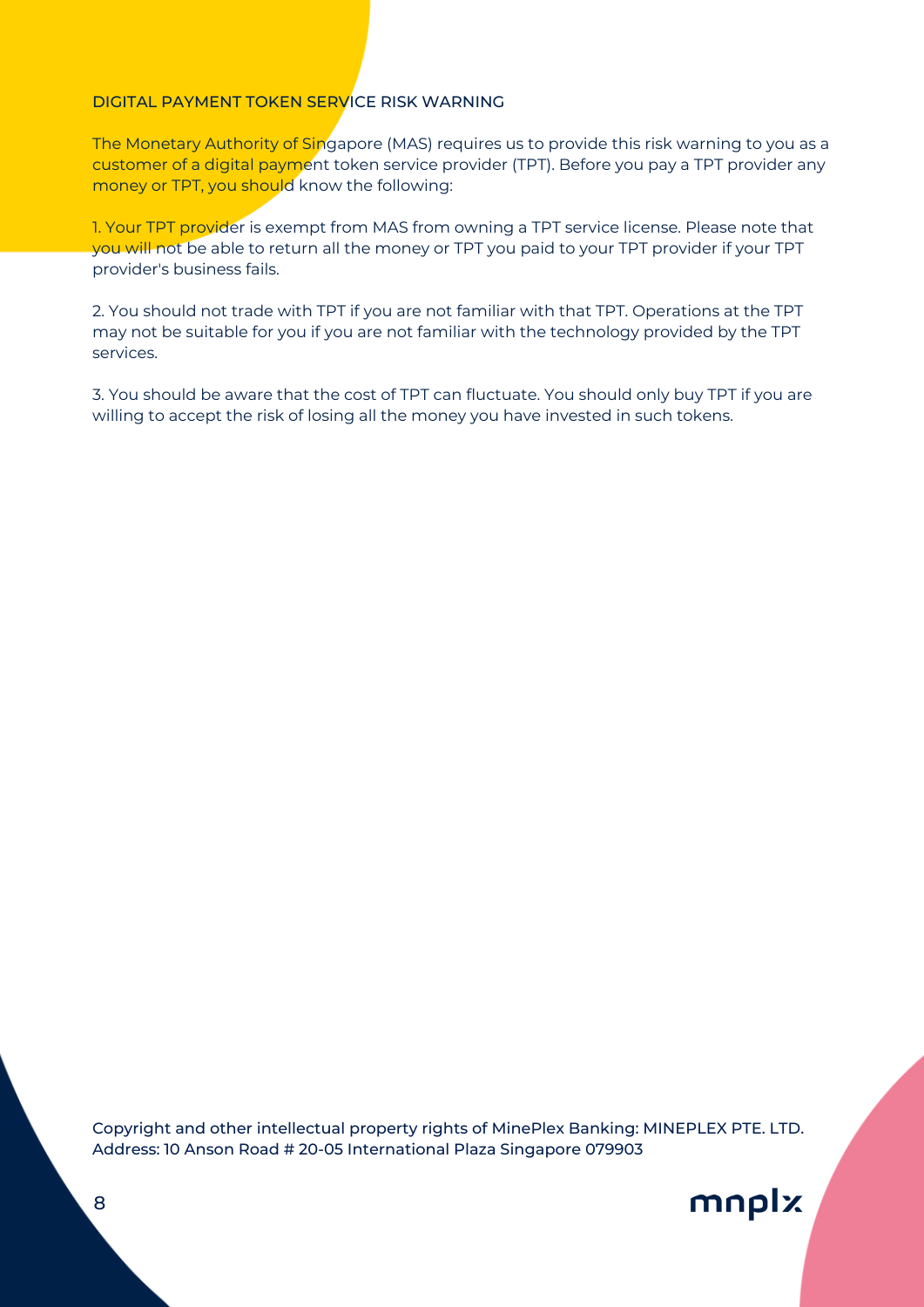## DIGITAL PAYMENT TOKEN SERVICE RISK WARNING

The Monetary Authority of Singapore (MAS) requires us to provide this risk warning to you as a customer of a digital payment token service provider (TPT). Before you pay a TPT provider any money or TPT, you should know the following:

1. Your TPT provider is exempt from MAS from owning a TPT service license. Please note that you will not be able to return all the money or TPT you paid to your TPT provider if your TPT provider's business fails.

2. You should not trade with TPT if you are not familiar with that TPT. Operations at the TPT may not be suitable for you if you are not familiar with the technology provided by the TPT services.

3. You should be aware that the cost of TPT can fluctuate. You should only buy TPT if you are willing to accept the risk of losing all the money you have invested in such tokens.

Copyright and other intellectual property rights of MinePlex Banking: MINEPLEX PTE. LTD.
Address: 10 Anson Road # 20-05 International Plaza Singapore 079903

mnplx